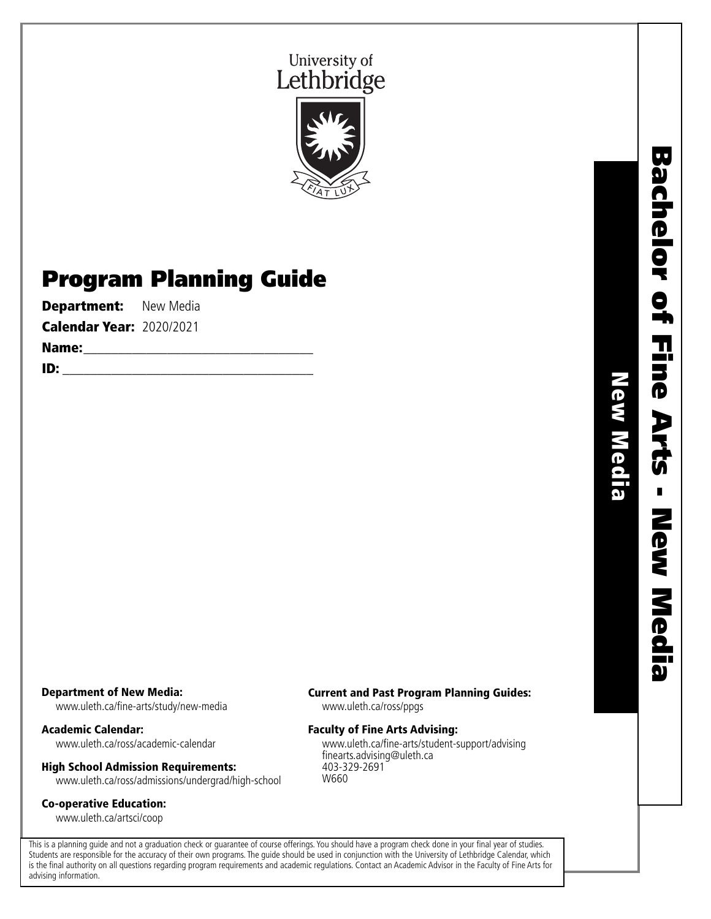University of Lethbridge

FIAT LUX

# Program Planning Guide

**Department:** New Media

**Calendar Year:** 2020/2021

**Name:**___________________________________

**ID:** _____________________________________

**Bachelor of Fine Arts - New Media**

**New Media**

**Department of New Media:**
www.uleth.ca/fine-arts/study/new-media

**Academic Calendar:**
www.uleth.ca/ross/academic-calendar

**High School Admission Requirements:**
www.uleth.ca/ross/admissions/undergrad/high-school

**Co-operative Education:**
www.uleth.ca/artsci/coop

**Current and Past Program Planning Guides:**
www.uleth.ca/ross/ppgs

**Faculty of Fine Arts Advising:**
www.uleth.ca/fine-arts/student-support/advising
finearts.advising@uleth.ca
403-329-2691
W660

This is a planning guide and not a graduation check or guarantee of course offerings. You should have a program check done in your final year of studies. Students are responsible for the accuracy of their own programs. The guide should be used in conjunction with the University of Lethbridge Calendar, which is the final authority on all questions regarding program requirements and academic regulations. Contact an Academic Advisor in the Faculty of Fine Arts for advising information.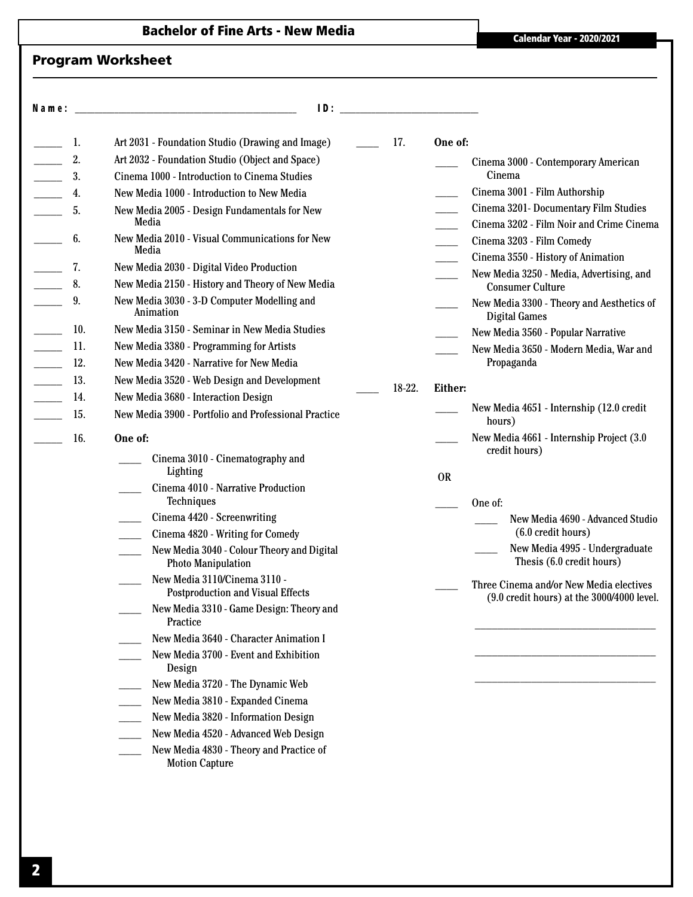# Bachelor of Fine Arts - New Media

Calendar Year - 2020/2021

## Program Worksheet

Name: ______________________ ID: ______________________

- _____ 1. Art 2031 - Foundation Studio (Drawing and Image)
- _____ 2. Art 2032 - Foundation Studio (Object and Space)
- _____ 3. Cinema 1000 - Introduction to Cinema Studies
- _____ 4. New Media 1000 - Introduction to New Media
- _____ 5. New Media 2005 - Design Fundamentals for New Media
- _____ 6. New Media 2010 - Visual Communications for New Media
- _____ 7. New Media 2030 - Digital Video Production
- _____ 8. New Media 2150 - History and Theory of New Media
- _____ 9. New Media 3030 - 3-D Computer Modelling and Animation
- _____ 10. New Media 3150 - Seminar in New Media Studies
- _____ 11. New Media 3380 - Programming for Artists
- _____ 12. New Media 3420 - Narrative for New Media
- _____ 13. New Media 3520 - Web Design and Development
- _____ 14. New Media 3680 - Interaction Design
- _____ 15. New Media 3900 - Portfolio and Professional Practice
- _____ 16. **One of:**
  - _____ Cinema 3010 - Cinematography and Lighting
  - _____ Cinema 4010 - Narrative Production Techniques
  - _____ Cinema 4420 - Screenwriting
  - _____ Cinema 4820 - Writing for Comedy
  - _____ New Media 3040 - Colour Theory and Digital Photo Manipulation
  - _____ New Media 3110/Cinema 3110 - Postproduction and Visual Effects
  - _____ New Media 3310 - Game Design: Theory and Practice
  - _____ New Media 3640 - Character Animation I
  - _____ New Media 3700 - Event and Exhibition Design
  - _____ New Media 3720 - The Dynamic Web
  - _____ New Media 3810 - Expanded Cinema
  - _____ New Media 3820 - Information Design
  - _____ New Media 4520 - Advanced Web Design
  - _____ New Media 4830 - Theory and Practice of Motion Capture
- _____ 17. **One of:**
  - _____ Cinema 3000 - Contemporary American Cinema
  - _____ Cinema 3001 - Film Authorship
  - _____ Cinema 3201- Documentary Film Studies
  - _____ Cinema 3202 - Film Noir and Crime Cinema
  - _____ Cinema 3203 - Film Comedy
  - _____ Cinema 3550 - History of Animation
  - _____ New Media 3250 - Media, Advertising, and Consumer Culture
  - _____ New Media 3300 - Theory and Aesthetics of Digital Games
  - _____ New Media 3560 - Popular Narrative
  - _____ New Media 3650 - Modern Media, War and Propaganda
- _____ 18-22. **Either:**
  - _____ New Media 4651 - Internship (12.0 credit hours)
  - _____ New Media 4661 - Internship Project (3.0 credit hours)

  OR

  - _____ One of:
    - _____ New Media 4690 - Advanced Studio (6.0 credit hours)
    - _____ New Media 4995 - Undergraduate Thesis (6.0 credit hours)
  - _____ Three Cinema and/or New Media electives (9.0 credit hours) at the 3000/4000 level.

    ______________________

    ______________________

    ______________________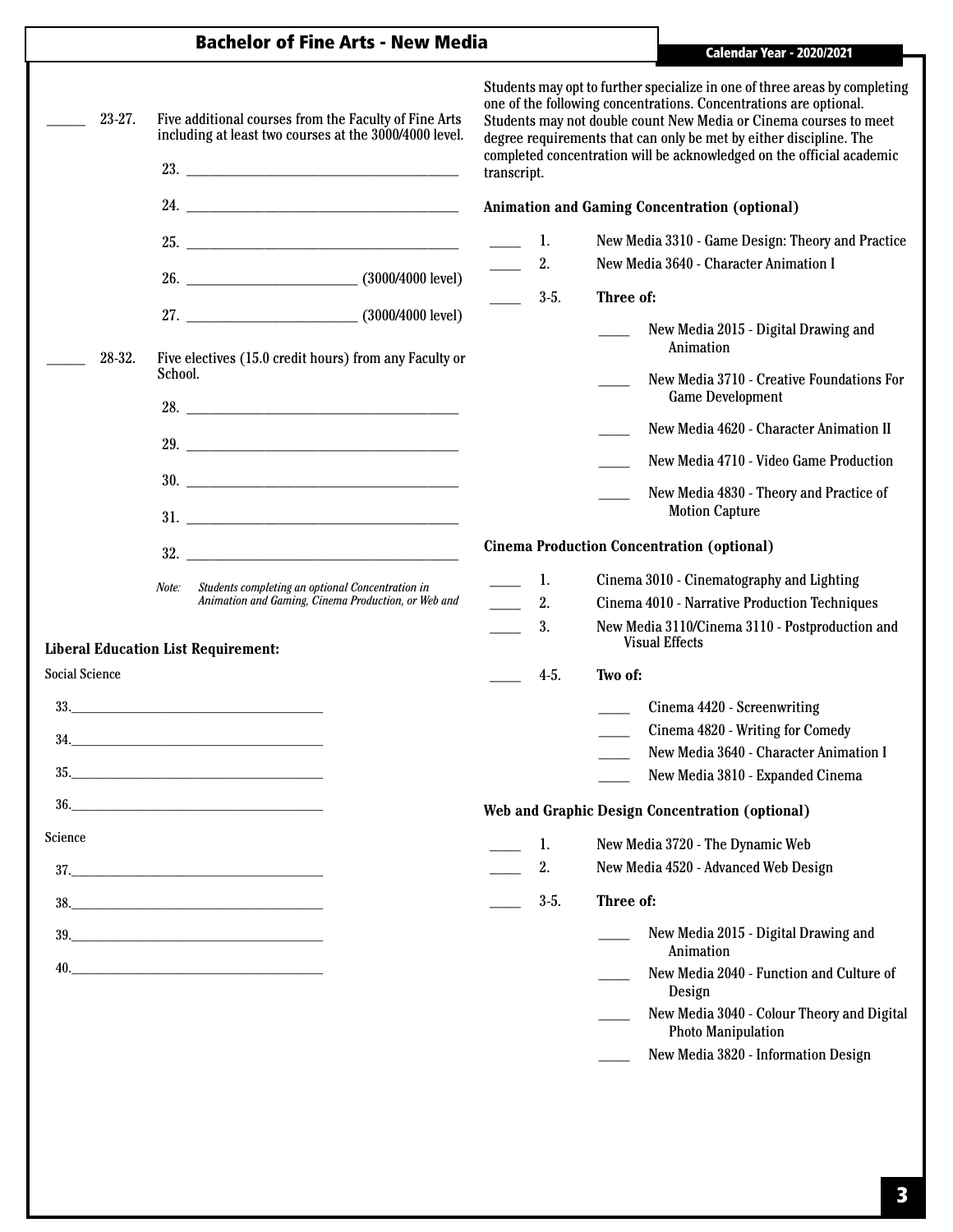# Bachelor of Fine Arts - New Media

______ 23-27. Five additional courses from the Faculty of Fine Arts including at least two courses at the 3000/4000 level.

23. ________________________________________

24. ________________________________________

25. ________________________________________

26. ________________________ (3000/4000 level)

27. ________________________ (3000/4000 level)

______ 28-32. Five electives (15.0 credit hours) from any Faculty or School.

28. ________________________________________

29. ________________________________________

30. ________________________________________

31. ________________________________________

32. ________________________________________

*Note: Students completing an optional Concentration in Animation and Gaming, Cinema Production, or Web and*

**Liberal Education List Requirement:**

Social Science

33.________________________________________

34.________________________________________

35.________________________________________

36.________________________________________

Science

37.________________________________________

38.________________________________________

39.________________________________________

40.________________________________________

Students may opt to further specialize in one of three areas by completing one of the following concentrations. Concentrations are optional. Students may not double count New Media or Cinema courses to meet degree requirements that can only be met by either discipline. The completed concentration will be acknowledged on the official academic transcript.

**Animation and Gaming Concentration (optional)**

_____ 1. New Media 3310 - Game Design: Theory and Practice

_____ 2. New Media 3640 - Character Animation I

_____ 3-5. **Three of:**

- _____ New Media 2015 - Digital Drawing and Animation
- _____ New Media 3710 - Creative Foundations For Game Development
- _____ New Media 4620 - Character Animation II
- _____ New Media 4710 - Video Game Production
- _____ New Media 4830 - Theory and Practice of Motion Capture

**Cinema Production Concentration (optional)**

_____ 1. Cinema 3010 - Cinematography and Lighting

_____ 2. Cinema 4010 - Narrative Production Techniques

_____ 3. New Media 3110/Cinema 3110 - Postproduction and Visual Effects

_____ 4-5. **Two of:**

- _____ Cinema 4420 - Screenwriting
- _____ Cinema 4820 - Writing for Comedy
- _____ New Media 3640 - Character Animation I
- _____ New Media 3810 - Expanded Cinema

**Web and Graphic Design Concentration (optional)**

_____ 1. New Media 3720 - The Dynamic Web

_____ 2. New Media 4520 - Advanced Web Design

_____ 3-5. **Three of:**

- _____ New Media 2015 - Digital Drawing and Animation
- _____ New Media 2040 - Function and Culture of Design
- _____ New Media 3040 - Colour Theory and Digital Photo Manipulation
- _____ New Media 3820 - Information Design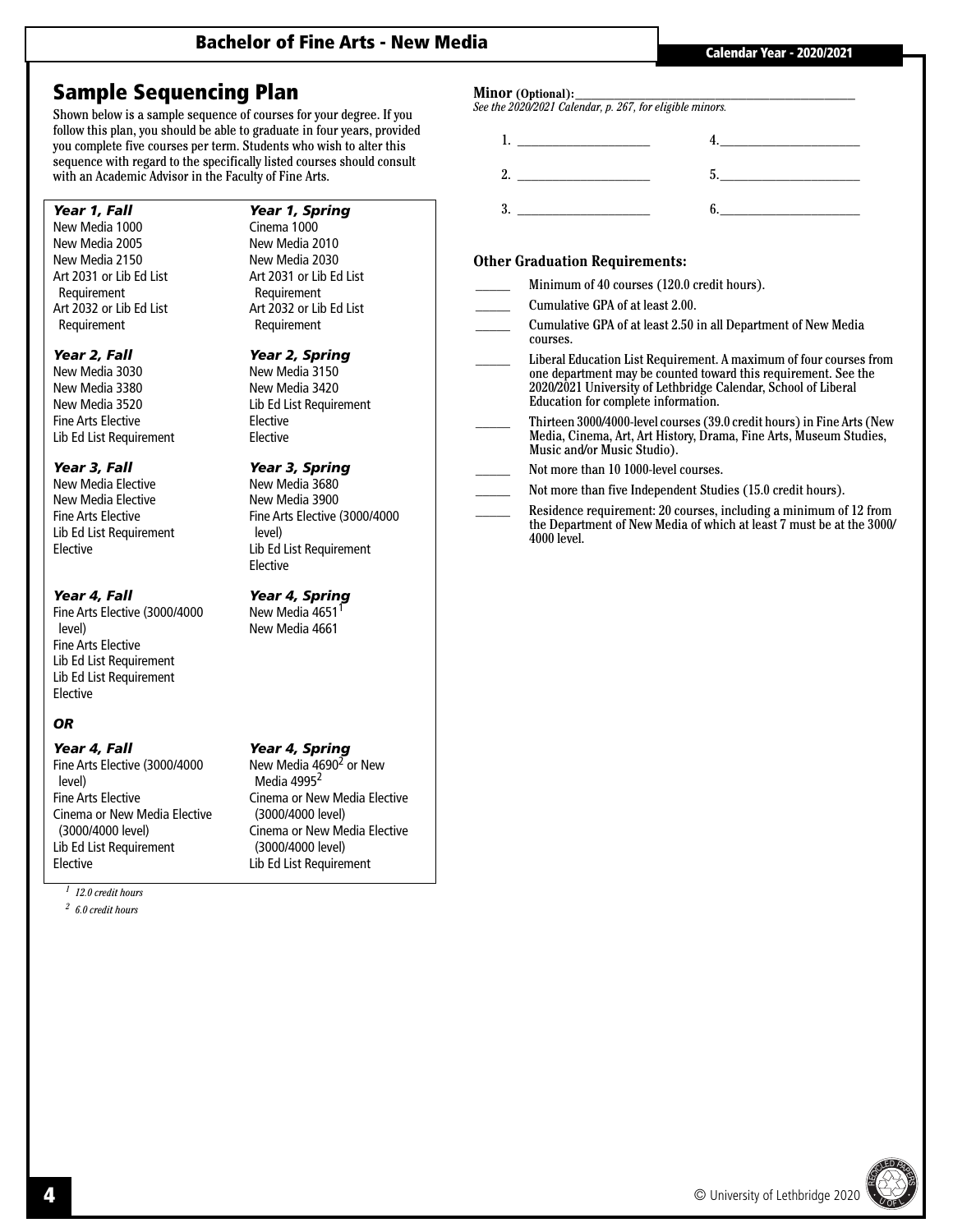# Bachelor of Fine Arts - New Media

Calendar Year - 2020/2021

## Sample Sequencing Plan

Shown below is a sample sequence of courses for your degree. If you follow this plan, you should be able to graduate in four years, provided you complete five courses per term. Students who wish to alter this sequence with regard to the specifically listed courses should consult with an Academic Advisor in the Faculty of Fine Arts.

| Year 1, Fall | Year 1, Spring |
|---|---|
| New Media 1000 | Cinema 1000 |
| New Media 2005 | New Media 2010 |
| New Media 2150 | New Media 2030 |
| Art 2031 or Lib Ed List Requirement | Art 2031 or Lib Ed List Requirement |
| Art 2032 or Lib Ed List Requirement | Art 2032 or Lib Ed List Requirement |

| Year 2, Fall | Year 2, Spring |
|---|---|
| New Media 3030 | New Media 3150 |
| New Media 3380 | New Media 3420 |
| New Media 3520 | Lib Ed List Requirement |
| Fine Arts Elective | Elective |
| Lib Ed List Requirement | Elective |

| Year 3, Fall | Year 3, Spring |
|---|---|
| New Media Elective | New Media 3680 |
| New Media Elective | New Media 3900 |
| Fine Arts Elective | Fine Arts Elective (3000/4000 level) |
| Lib Ed List Requirement | Lib Ed List Requirement |
| Elective | Elective |

| Year 4, Fall | Year 4, Spring |
|---|---|
| Fine Arts Elective (3000/4000 level) | New Media 4651[1] |
| Fine Arts Elective | New Media 4661 |
| Lib Ed List Requirement | |
| Lib Ed List Requirement | |
| Elective | |

***OR***

| Year 4, Fall | Year 4, Spring |
|---|---|
| Fine Arts Elective (3000/4000 level) | New Media 4690[2] or New Media 4995[2] |
| Fine Arts Elective | Cinema or New Media Elective (3000/4000 level) |
| Cinema or New Media Elective (3000/4000 level) | Cinema or New Media Elective (3000/4000 level) |
| Lib Ed List Requirement | Lib Ed List Requirement |
| Elective | |

*[1] 12.0 credit hours*

*[2] 6.0 credit hours*

**Minor** (Optional): ____________________

*See the 2020/2021 Calendar, p. 267, for eligible minors.*

1. ____________________
2. ____________________
3. ____________________
4. ____________________
5. ____________________
6. ____________________

### Other Graduation Requirements:

- _____ Minimum of 40 courses (120.0 credit hours).
- _____ Cumulative GPA of at least 2.00.
- _____ Cumulative GPA of at least 2.50 in all Department of New Media courses.
- _____ Liberal Education List Requirement. A maximum of four courses from one department may be counted toward this requirement. See the 2020/2021 University of Lethbridge Calendar, School of Liberal Education for complete information.
- _____ Thirteen 3000/4000-level courses (39.0 credit hours) in Fine Arts (New Media, Cinema, Art, Art History, Drama, Fine Arts, Museum Studies, Music and/or Music Studio).
- _____ Not more than 10 1000-level courses.
- _____ Not more than five Independent Studies (15.0 credit hours).
- _____ Residence requirement: 20 courses, including a minimum of 12 from the Department of New Media of which at least 7 must be at the 3000/4000 level.

© University of Lethbridge 2020